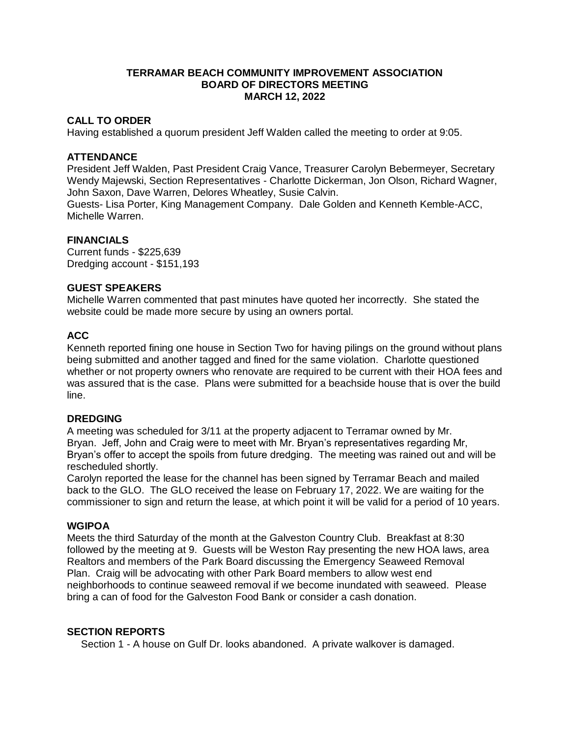# TERRAMAR BEACH COMMUNITY IMPROVEMENT ASSOCIATION
# BOARD OF DIRECTORS MEETING
# MARCH 12, 2022

## CALL TO ORDER

Having established a quorum president Jeff Walden called the meeting to order at 9:05.

## ATTENDANCE

President Jeff Walden, Past President Craig Vance, Treasurer Carolyn Bebermeyer, Secretary Wendy Majewski, Section Representatives - Charlotte Dickerman, Jon Olson, Richard Wagner, John Saxon, Dave Warren, Delores Wheatley, Susie Calvin.
Guests- Lisa Porter, King Management Company. Dale Golden and Kenneth Kemble-ACC, Michelle Warren.

## FINANCIALS

Current funds - $225,639
Dredging account - $151,193

## GUEST SPEAKERS

Michelle Warren commented that past minutes have quoted her incorrectly. She stated the website could be made more secure by using an owners portal.

## ACC

Kenneth reported fining one house in Section Two for having pilings on the ground without plans being submitted and another tagged and fined for the same violation. Charlotte questioned whether or not property owners who renovate are required to be current with their HOA fees and was assured that is the case. Plans were submitted for a beachside house that is over the build line.

## DREDGING

A meeting was scheduled for 3/11 at the property adjacent to Terramar owned by Mr. Bryan. Jeff, John and Craig were to meet with Mr. Bryan's representatives regarding Mr, Bryan's offer to accept the spoils from future dredging. The meeting was rained out and will be rescheduled shortly.

Carolyn reported the lease for the channel has been signed by Terramar Beach and mailed back to the GLO. The GLO received the lease on February 17, 2022. We are waiting for the commissioner to sign and return the lease, at which point it will be valid for a period of 10 years.

## WGIPOA

Meets the third Saturday of the month at the Galveston Country Club. Breakfast at 8:30 followed by the meeting at 9. Guests will be Weston Ray presenting the new HOA laws, area Realtors and members of the Park Board discussing the Emergency Seaweed Removal Plan. Craig will be advocating with other Park Board members to allow west end neighborhoods to continue seaweed removal if we become inundated with seaweed. Please bring a can of food for the Galveston Food Bank or consider a cash donation.

## SECTION REPORTS

Section 1 - A house on Gulf Dr. looks abandoned. A private walkover is damaged.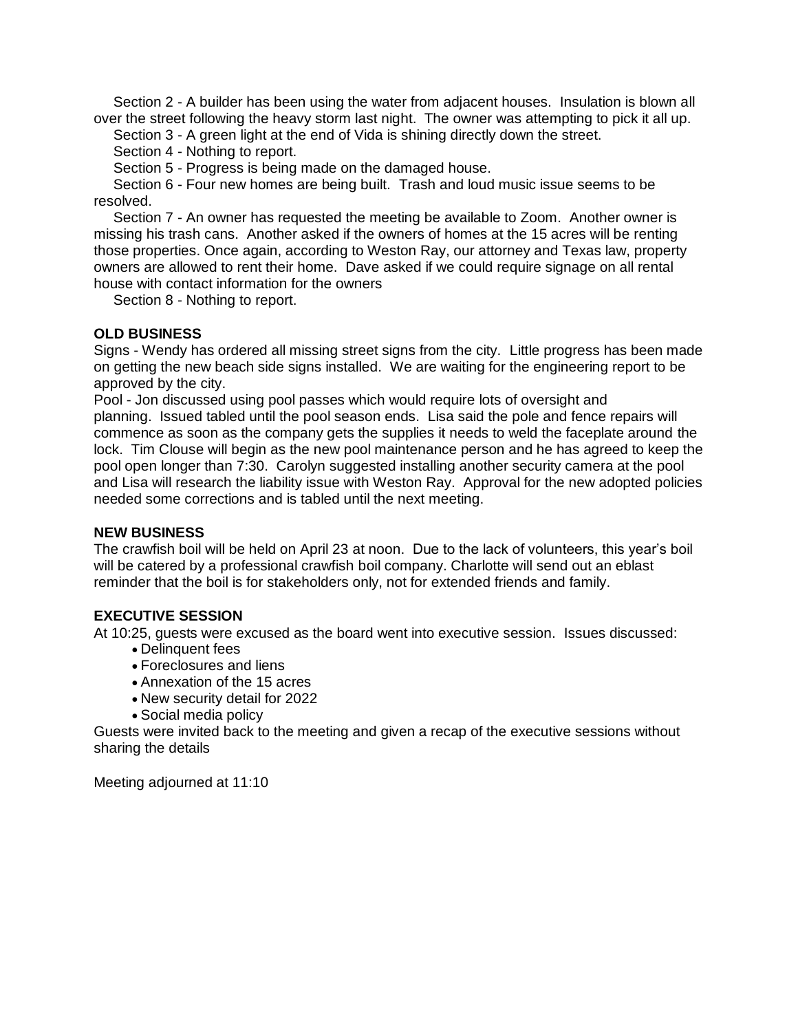Section 2 - A builder has been using the water from adjacent houses. Insulation is blown all over the street following the heavy storm last night. The owner was attempting to pick it all up.

Section 3 - A green light at the end of Vida is shining directly down the street.

Section 4 - Nothing to report.

Section 5 - Progress is being made on the damaged house.

Section 6 - Four new homes are being built. Trash and loud music issue seems to be resolved.

Section 7 - An owner has requested the meeting be available to Zoom. Another owner is missing his trash cans. Another asked if the owners of homes at the 15 acres will be renting those properties. Once again, according to Weston Ray, our attorney and Texas law, property owners are allowed to rent their home. Dave asked if we could require signage on all rental house with contact information for the owners

Section 8 - Nothing to report.

**OLD BUSINESS**

Signs - Wendy has ordered all missing street signs from the city. Little progress has been made on getting the new beach side signs installed. We are waiting for the engineering report to be approved by the city.

Pool - Jon discussed using pool passes which would require lots of oversight and planning. Issued tabled until the pool season ends. Lisa said the pole and fence repairs will commence as soon as the company gets the supplies it needs to weld the faceplate around the lock. Tim Clouse will begin as the new pool maintenance person and he has agreed to keep the pool open longer than 7:30. Carolyn suggested installing another security camera at the pool and Lisa will research the liability issue with Weston Ray. Approval for the new adopted policies needed some corrections and is tabled until the next meeting.

**NEW BUSINESS**

The crawfish boil will be held on April 23 at noon. Due to the lack of volunteers, this year's boil will be catered by a professional crawfish boil company. Charlotte will send out an eblast reminder that the boil is for stakeholders only, not for extended friends and family.

**EXECUTIVE SESSION**

At 10:25, guests were excused as the board went into executive session. Issues discussed:

- Delinquent fees
- Foreclosures and liens
- Annexation of the 15 acres
- New security detail for 2022
- Social media policy

Guests were invited back to the meeting and given a recap of the executive sessions without sharing the details

Meeting adjourned at 11:10